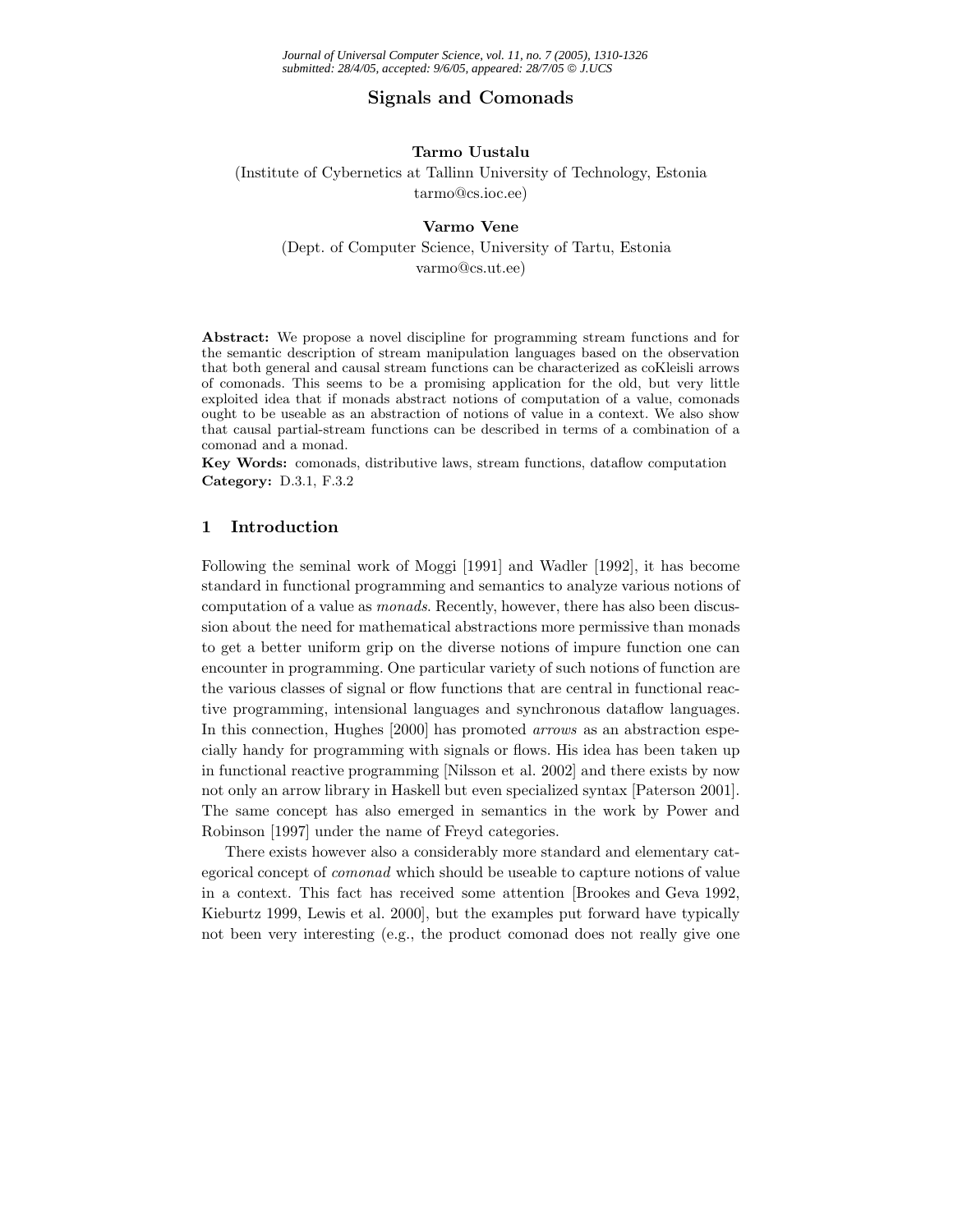# Signals and Comonads

**Tarmo Uustalu**
(Institute of Cybernetics at Tallinn University of Technology, Estonia
tarmo@cs.ioc.ee)

**Varmo Vene**
(Dept. of Computer Science, University of Tartu, Estonia
varmo@cs.ut.ee)

**Abstract:** We propose a novel discipline for programming stream functions and for the semantic description of stream manipulation languages based on the observation that both general and causal stream functions can be characterized as coKleisli arrows of comonads. This seems to be a promising application for the old, but very little exploited idea that if monads abstract notions of computation of a value, comonads ought to be useable as an abstraction of notions of value in a context. We also show that causal partial-stream functions can be described in terms of a combination of a comonad and a monad.

**Key Words:** comonads, distributive laws, stream functions, dataflow computation
**Category:** D.3.1, F.3.2

## 1 Introduction

Following the seminal work of Moggi [1991] and Wadler [1992], it has become standard in functional programming and semantics to analyze various notions of computation of a value as *monads*. Recently, however, there has also been discussion about the need for mathematical abstractions more permissive than monads to get a better uniform grip on the diverse notions of impure function one can encounter in programming. One particular variety of such notions of function are the various classes of signal or flow functions that are central in functional reactive programming, intensional languages and synchronous dataflow languages. In this connection, Hughes [2000] has promoted *arrows* as an abstraction especially handy for programming with signals or flows. His idea has been taken up in functional reactive programming [Nilsson et al. 2002] and there exists by now not only an arrow library in Haskell but even specialized syntax [Paterson 2001]. The same concept has also emerged in semantics in the work by Power and Robinson [1997] under the name of Freyd categories.

There exists however also a considerably more standard and elementary categorical concept of *comonad* which should be useable to capture notions of value in a context. This fact has received some attention [Brookes and Geva 1992, Kieburtz 1999, Lewis et al. 2000], but the examples put forward have typically not been very interesting (e.g., the product comonad does not really give one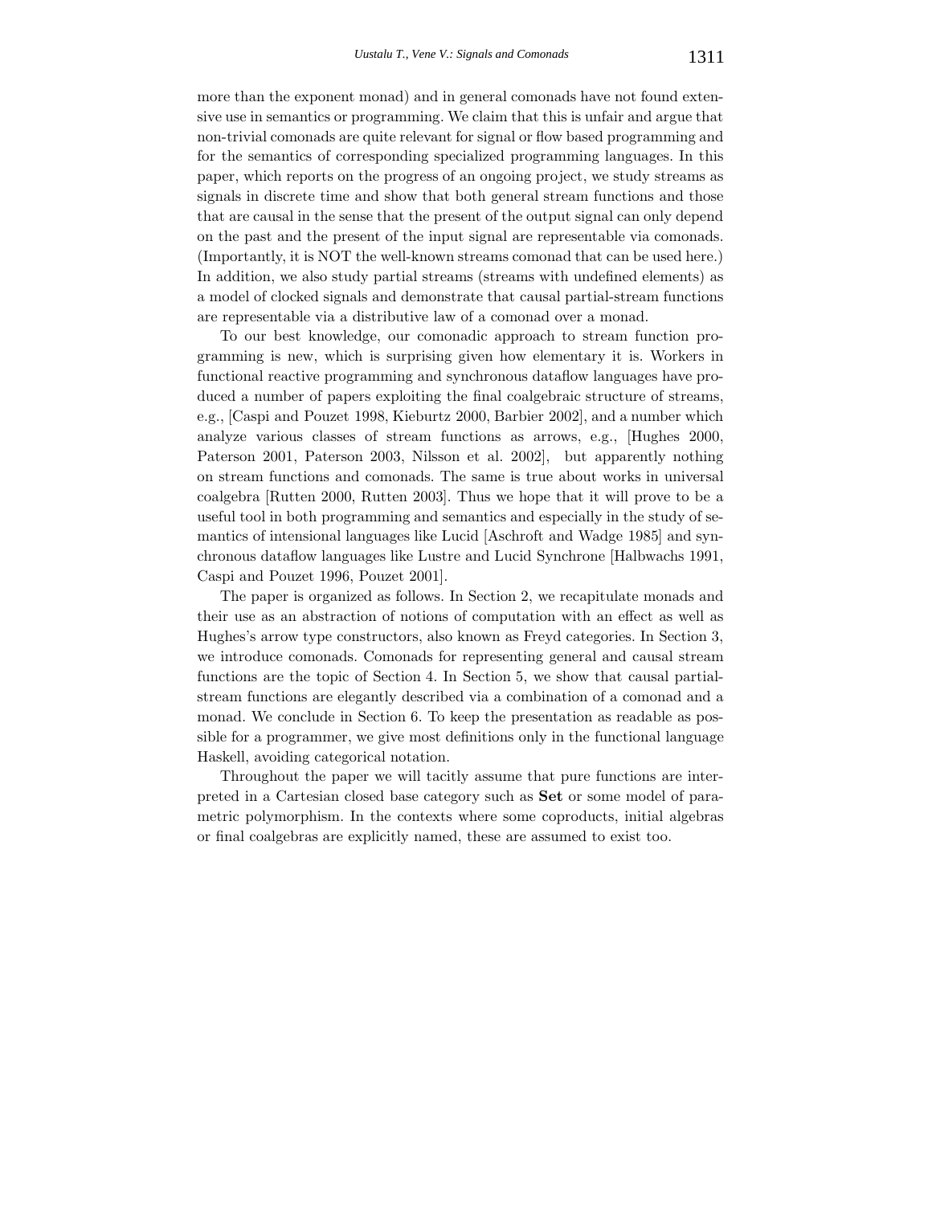more than the exponent monad) and in general comonads have not found extensive use in semantics or programming. We claim that this is unfair and argue that non-trivial comonads are quite relevant for signal or flow based programming and for the semantics of corresponding specialized programming languages. In this paper, which reports on the progress of an ongoing project, we study streams as signals in discrete time and show that both general stream functions and those that are causal in the sense that the present of the output signal can only depend on the past and the present of the input signal are representable via comonads. (Importantly, it is NOT the well-known streams comonad that can be used here.) In addition, we also study partial streams (streams with undefined elements) as a model of clocked signals and demonstrate that causal partial-stream functions are representable via a distributive law of a comonad over a monad.

To our best knowledge, our comonadic approach to stream function programming is new, which is surprising given how elementary it is. Workers in functional reactive programming and synchronous dataflow languages have produced a number of papers exploiting the final coalgebraic structure of streams, e.g., [Caspi and Pouzet 1998, Kieburtz 2000, Barbier 2002], and a number which analyze various classes of stream functions as arrows, e.g., [Hughes 2000, Paterson 2001, Paterson 2003, Nilsson et al. 2002], but apparently nothing on stream functions and comonads. The same is true about works in universal coalgebra [Rutten 2000, Rutten 2003]. Thus we hope that it will prove to be a useful tool in both programming and semantics and especially in the study of semantics of intensional languages like Lucid [Aschroft and Wadge 1985] and synchronous dataflow languages like Lustre and Lucid Synchrone [Halbwachs 1991, Caspi and Pouzet 1996, Pouzet 2001].

The paper is organized as follows. In Section 2, we recapitulate monads and their use as an abstraction of notions of computation with an effect as well as Hughes's arrow type constructors, also known as Freyd categories. In Section 3, we introduce comonads. Comonads for representing general and causal stream functions are the topic of Section 4. In Section 5, we show that causal partial-stream functions are elegantly described via a combination of a comonad and a monad. We conclude in Section 6. To keep the presentation as readable as possible for a programmer, we give most definitions only in the functional language Haskell, avoiding categorical notation.

Throughout the paper we will tacitly assume that pure functions are interpreted in a Cartesian closed base category such as **Set** or some model of parametric polymorphism. In the contexts where some coproducts, initial algebras or final coalgebras are explicitly named, these are assumed to exist too.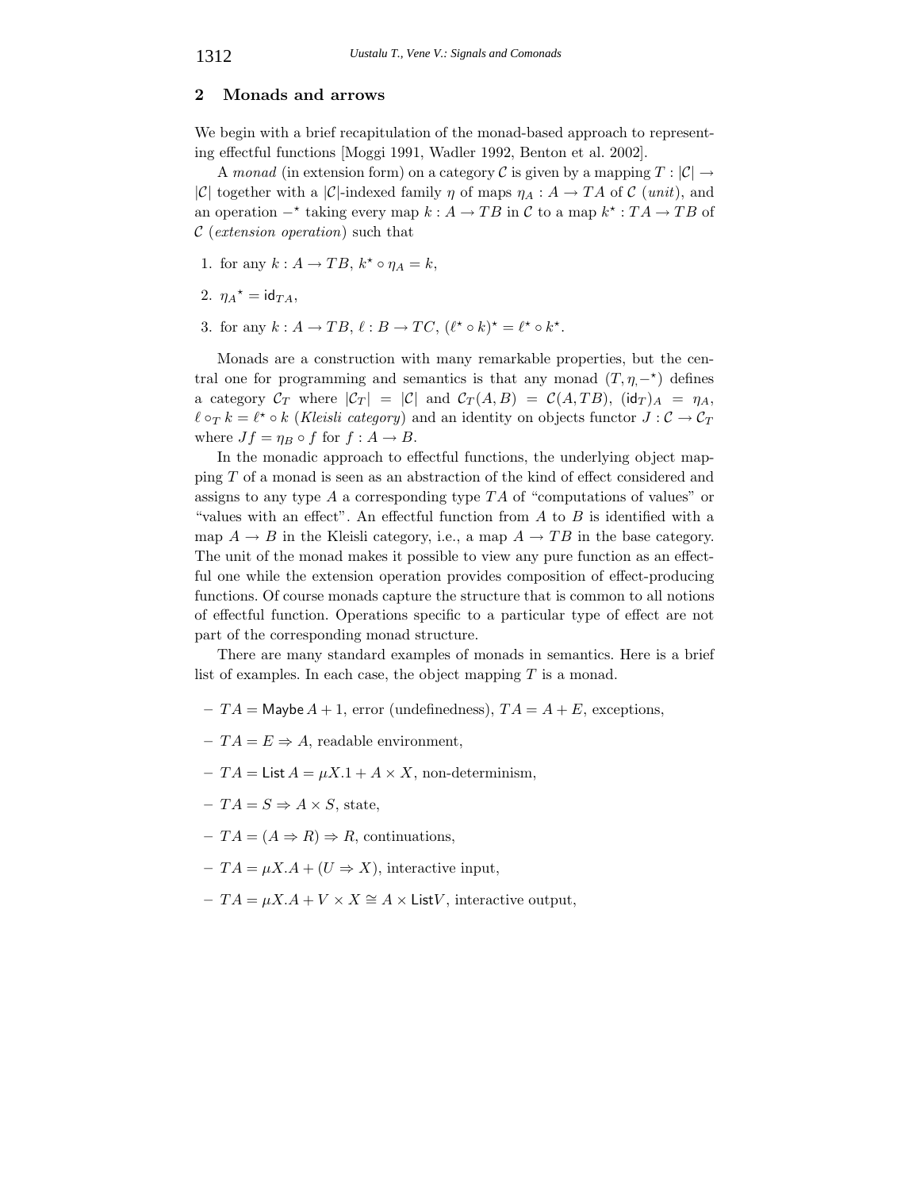## 2 Monads and arrows

We begin with a brief recapitulation of the monad-based approach to representing effectful functions [Moggi 1991, Wadler 1992, Benton et al. 2002].

A *monad* (in extension form) on a category $\mathcal{C}$ is given by a mapping $T : |\mathcal{C}| \to |\mathcal{C}|$ together with a $|\mathcal{C}|$-indexed family $\eta$ of maps $\eta_A : A \to TA$ of $\mathcal{C}$ (*unit*), and an operation $-^\star$ taking every map $k : A \to TB$ in $\mathcal{C}$ to a map $k^\star : TA \to TB$ of $\mathcal{C}$ (*extension operation*) such that

1. for any $k : A \to TB$, $k^\star \circ \eta_A = k$,
2. $\eta_A{}^\star = \mathsf{id}_{TA}$,
3. for any $k : A \to TB$, $\ell : B \to TC$, $(\ell^\star \circ k)^\star = \ell^\star \circ k^\star$.

Monads are a construction with many remarkable properties, but the central one for programming and semantics is that any monad $(T, \eta, -^\star)$ defines a category $\mathcal{C}_T$ where $|\mathcal{C}_T| = |\mathcal{C}|$ and $\mathcal{C}_T(A, B) = \mathcal{C}(A, TB)$, $(\mathsf{id}_T)_A = \eta_A$, $\ell \circ_T k = \ell^\star \circ k$ (*Kleisli category*) and an identity on objects functor $J : \mathcal{C} \to \mathcal{C}_T$ where $Jf = \eta_B \circ f$ for $f : A \to B$.

In the monadic approach to effectful functions, the underlying object mapping $T$ of a monad is seen as an abstraction of the kind of effect considered and assigns to any type $A$ a corresponding type $TA$ of "computations of values" or "values with an effect". An effectful function from $A$ to $B$ is identified with a map $A \to B$ in the Kleisli category, i.e., a map $A \to TB$ in the base category. The unit of the monad makes it possible to view any pure function as an effectful one while the extension operation provides composition of effect-producing functions. Of course monads capture the structure that is common to all notions of effectful function. Operations specific to a particular type of effect are not part of the corresponding monad structure.

There are many standard examples of monads in semantics. Here is a brief list of examples. In each case, the object mapping $T$ is a monad.

- $TA = \mathsf{Maybe}\, A + 1$, error (undefinedness), $TA = A + E$, exceptions,
- $TA = E \Rightarrow A$, readable environment,
- $TA = \mathsf{List}\, A = \mu X.1 + A \times X$, non-determinism,
- $TA = S \Rightarrow A \times S$, state,
- $TA = (A \Rightarrow R) \Rightarrow R$, continuations,
- $TA = \mu X.A + (U \Rightarrow X)$, interactive input,
- $TA = \mu X.A + V \times X \cong A \times \mathsf{List} V$, interactive output,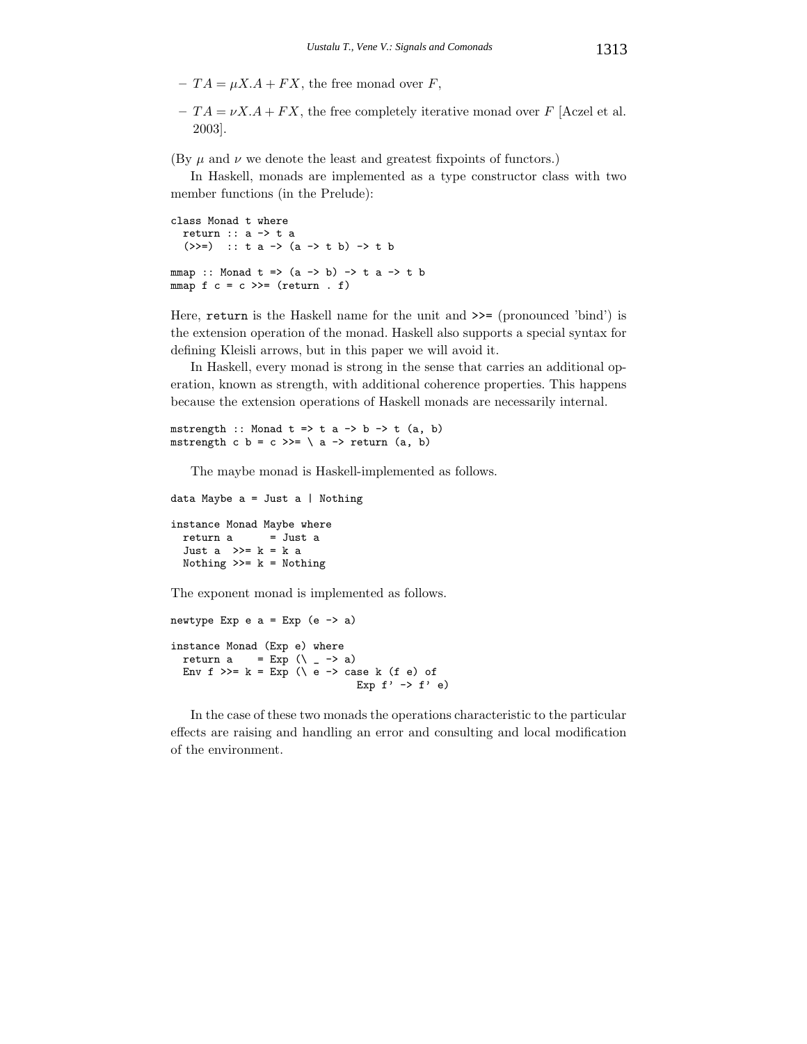- $TA = \mu X.A + FX$, the free monad over $F$,
- $TA = \nu X.A + FX$, the free completely iterative monad over $F$ [Aczel et al. 2003].

(By $\mu$ and $\nu$ we denote the least and greatest fixpoints of functors.)

In Haskell, monads are implemented as a type constructor class with two member functions (in the Prelude):

```
class Monad t where
  return :: a -> t a
  (>>=)  :: t a -> (a -> t b) -> t b

mmap :: Monad t => (a -> b) -> t a -> t b
mmap f c = c >>= (return . f)
```

Here, `return` is the Haskell name for the unit and `>>=` (pronounced 'bind') is the extension operation of the monad. Haskell also supports a special syntax for defining Kleisli arrows, but in this paper we will avoid it.

In Haskell, every monad is strong in the sense that carries an additional operation, known as strength, with additional coherence properties. This happens because the extension operations of Haskell monads are necessarily internal.

```
mstrength :: Monad t => t a -> b -> t (a, b)
mstrength c b = c >>= \ a -> return (a, b)
```

The maybe monad is Haskell-implemented as follows.

```
data Maybe a = Just a | Nothing

instance Monad Maybe where
  return a      = Just a
  Just a  >>= k = k a
  Nothing >>= k = Nothing
```

The exponent monad is implemented as follows.

```
newtype Exp e a = Exp (e -> a)

instance Monad (Exp e) where
  return a    = Exp (\ _ -> a)
  Env f >>= k = Exp (\ e -> case k (f e) of
                              Exp f' -> f' e)
```

In the case of these two monads the operations characteristic to the particular effects are raising and handling an error and consulting and local modification of the environment.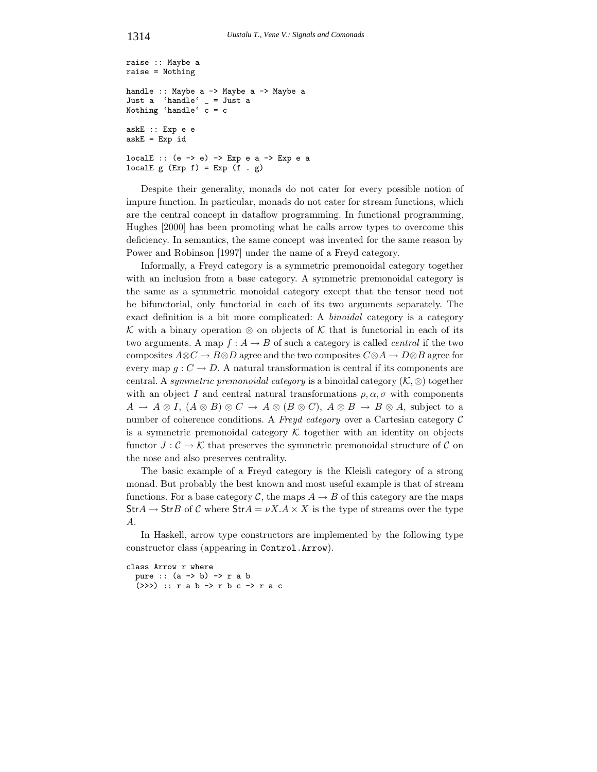```
raise :: Maybe a
raise = Nothing

handle :: Maybe a -> Maybe a -> Maybe a
Just a  `handle` _ = Just a
Nothing `handle` c = c

askE :: Exp e e
askE = Exp id

localE :: (e -> e) -> Exp e a -> Exp e a
localE g (Exp f) = Exp (f . g)
```

Despite their generality, monads do not cater for every possible notion of impure function. In particular, monads do not cater for stream functions, which are the central concept in dataflow programming. In functional programming, Hughes [2000] has been promoting what he calls arrow types to overcome this deficiency. In semantics, the same concept was invented for the same reason by Power and Robinson [1997] under the name of a Freyd category.

Informally, a Freyd category is a symmetric premonoidal category together with an inclusion from a base category. A symmetric premonoidal category is the same as a symmetric monoidal category except that the tensor need not be bifunctorial, only functorial in each of its two arguments separately. The exact definition is a bit more complicated: A *binoidal* category is a category $\mathcal{K}$ with a binary operation $\otimes$ on objects of $\mathcal{K}$ that is functorial in each of its two arguments. A map $f : A \to B$ of such a category is called *central* if the two composites $A \otimes C \to B \otimes D$ agree and the two composites $C \otimes A \to D \otimes B$ agree for every map $g : C \to D$. A natural transformation is central if its components are central. A *symmetric premonoidal category* is a binoidal category $(\mathcal{K}, \otimes)$ together with an object $I$ and central natural transformations $\rho, \alpha, \sigma$ with components $A \to A \otimes I$, $(A \otimes B) \otimes C \to A \otimes (B \otimes C)$, $A \otimes B \to B \otimes A$, subject to a number of coherence conditions. A *Freyd category* over a Cartesian category $\mathcal{C}$ is a symmetric premonoidal category $\mathcal{K}$ together with an identity on objects functor $J : \mathcal{C} \to \mathcal{K}$ that preserves the symmetric premonoidal structure of $\mathcal{C}$ on the nose and also preserves centrality.

The basic example of a Freyd category is the Kleisli category of a strong monad. But probably the best known and most useful example is that of stream functions. For a base category $\mathcal{C}$, the maps $A \to B$ of this category are the maps $\mathsf{Str}A \to \mathsf{Str}B$ of $\mathcal{C}$ where $\mathsf{Str}A = \nu X.A \times X$ is the type of streams over the type $A$.

In Haskell, arrow type constructors are implemented by the following type constructor class (appearing in `Control.Arrow`).

```
class Arrow r where
  pure :: (a -> b) -> r a b
  (>>>) :: r a b -> r b c -> r a c
```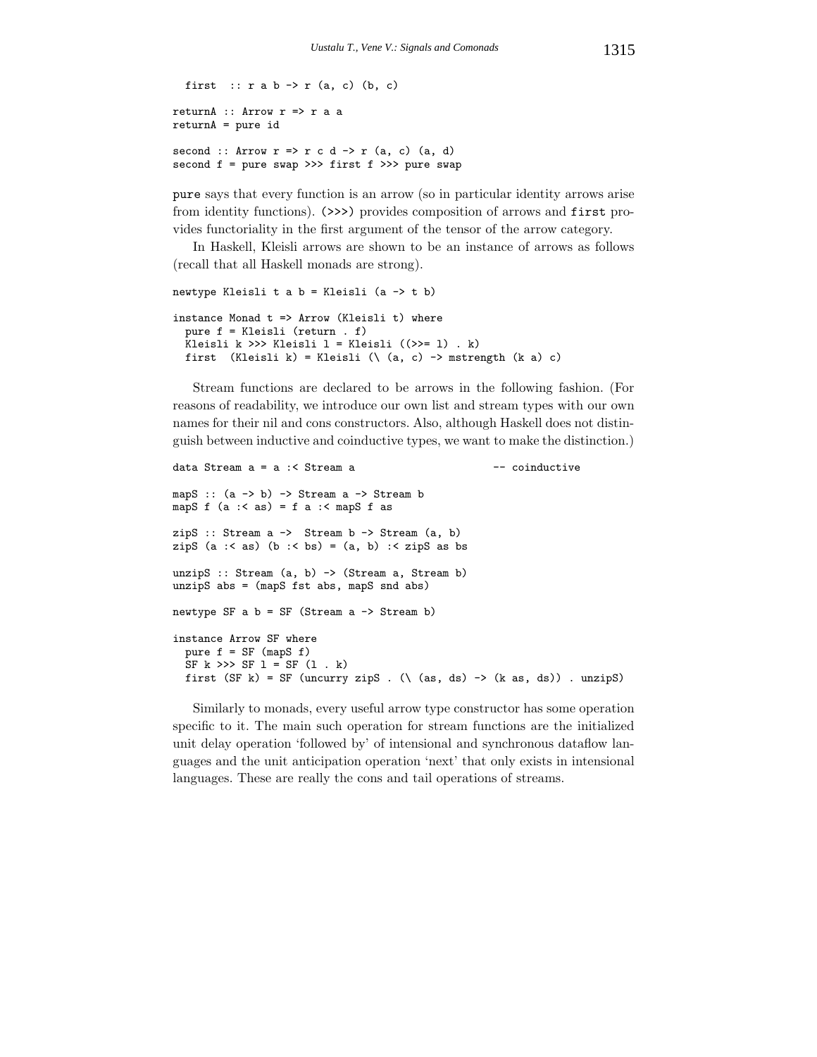```
  first  :: r a b -> r (a, c) (b, c)

returnA :: Arrow r => r a a
returnA = pure id

second :: Arrow r => r c d -> r (a, c) (a, d)
second f = pure swap >>> first f >>> pure swap
```

`pure` says that every function is an arrow (so in particular identity arrows arise from identity functions). `(>>>)` provides composition of arrows and `first` provides functoriality in the first argument of the tensor of the arrow category.

In Haskell, Kleisli arrows are shown to be an instance of arrows as follows (recall that all Haskell monads are strong).

```
newtype Kleisli t a b = Kleisli (a -> t b)

instance Monad t => Arrow (Kleisli t) where
  pure f = Kleisli (return . f)
  Kleisli k >>> Kleisli l = Kleisli ((>>= l) . k)
  first  (Kleisli k) = Kleisli (\ (a, c) -> mstrength (k a) c)
```

Stream functions are declared to be arrows in the following fashion. (For reasons of readability, we introduce our own list and stream types with our own names for their nil and cons constructors. Also, although Haskell does not distinguish between inductive and coinductive types, we want to make the distinction.)

```
data Stream a = a :< Stream a                       -- coinductive

mapS :: (a -> b) -> Stream a -> Stream b
mapS f (a :< as) = f a :< mapS f as

zipS :: Stream a ->  Stream b -> Stream (a, b)
zipS (a :< as) (b :< bs) = (a, b) :< zipS as bs

unzipS :: Stream (a, b) -> (Stream a, Stream b)
unzipS abs = (mapS fst abs, mapS snd abs)

newtype SF a b = SF (Stream a -> Stream b)

instance Arrow SF where
  pure f = SF (mapS f)
  SF k >>> SF l = SF (l . k)
  first (SF k) = SF (uncurry zipS . (\ (as, ds) -> (k as, ds)) . unzipS)
```

Similarly to monads, every useful arrow type constructor has some operation specific to it. The main such operation for stream functions are the initialized unit delay operation 'followed by' of intensional and synchronous dataflow languages and the unit anticipation operation 'next' that only exists in intensional languages. These are really the cons and tail operations of streams.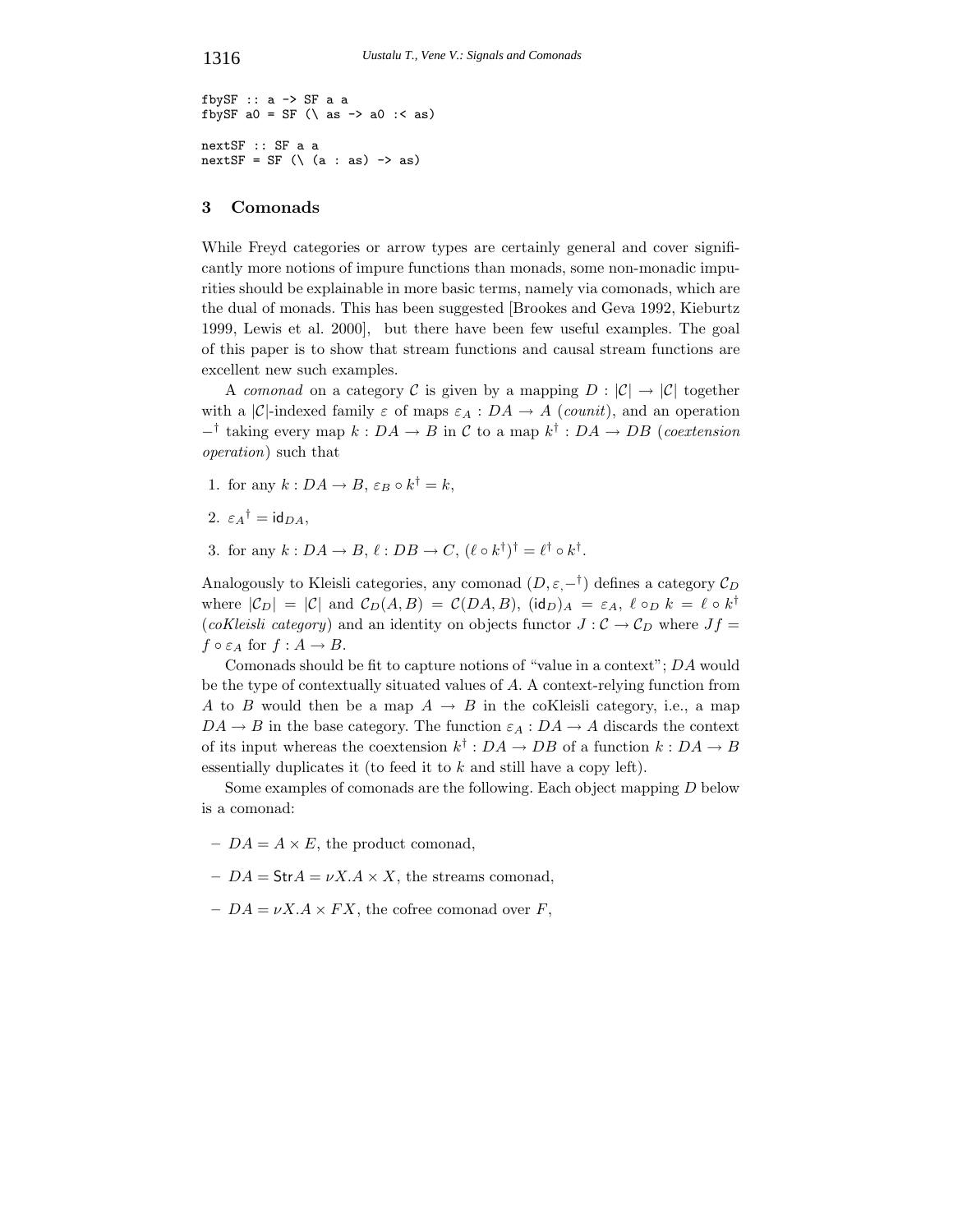```
fbySF :: a -> SF a a
fbySF a0 = SF (\ as -> a0 :< as)

nextSF :: SF a a
nextSF = SF (\ (a : as) -> as)
```

## 3 Comonads

While Freyd categories or arrow types are certainly general and cover significantly more notions of impure functions than monads, some non-monadic impurities should be explainable in more basic terms, namely via comonads, which are the dual of monads. This has been suggested [Brookes and Geva 1992, Kieburtz 1999, Lewis et al. 2000], but there have been few useful examples. The goal of this paper is to show that stream functions and causal stream functions are excellent new such examples.

A *comonad* on a category $\mathcal{C}$ is given by a mapping $D : |\mathcal{C}| \to |\mathcal{C}|$ together with a $|\mathcal{C}|$-indexed family $\varepsilon$ of maps $\varepsilon_A : DA \to A$ (*counit*), and an operation $-^\dagger$ taking every map $k : DA \to B$ in $\mathcal{C}$ to a map $k^\dagger : DA \to DB$ (*coextension operation*) such that

1. for any $k : DA \to B$, $\varepsilon_B \circ k^\dagger = k$,
2. $\varepsilon_A{}^\dagger = \mathsf{id}_{DA}$,
3. for any $k : DA \to B$, $\ell : DB \to C$, $(\ell \circ k^\dagger)^\dagger = \ell^\dagger \circ k^\dagger$.

Analogously to Kleisli categories, any comonad $(D, \varepsilon, -^\dagger)$ defines a category $\mathcal{C}_D$ where $|\mathcal{C}_D| = |\mathcal{C}|$ and $\mathcal{C}_D(A, B) = \mathcal{C}(DA, B)$, $(\mathsf{id}_D)_A = \varepsilon_A$, $\ell \circ_D k = \ell \circ k^\dagger$ (*coKleisli category*) and an identity on objects functor $J : \mathcal{C} \to \mathcal{C}_D$ where $Jf = f \circ \varepsilon_A$ for $f : A \to B$.

Comonads should be fit to capture notions of "value in a context"; $DA$ would be the type of contextually situated values of $A$. A context-relying function from $A$ to $B$ would then be a map $A \to B$ in the coKleisli category, i.e., a map $DA \to B$ in the base category. The function $\varepsilon_A : DA \to A$ discards the context of its input whereas the coextension $k^\dagger : DA \to DB$ of a function $k : DA \to B$ essentially duplicates it (to feed it to $k$ and still have a copy left).

Some examples of comonads are the following. Each object mapping $D$ below is a comonad:

– $DA = A \times E$, the product comonad,

– $DA = \mathsf{Str}A = \nu X.A \times X$, the streams comonad,

– $DA = \nu X.A \times FX$, the cofree comonad over $F$,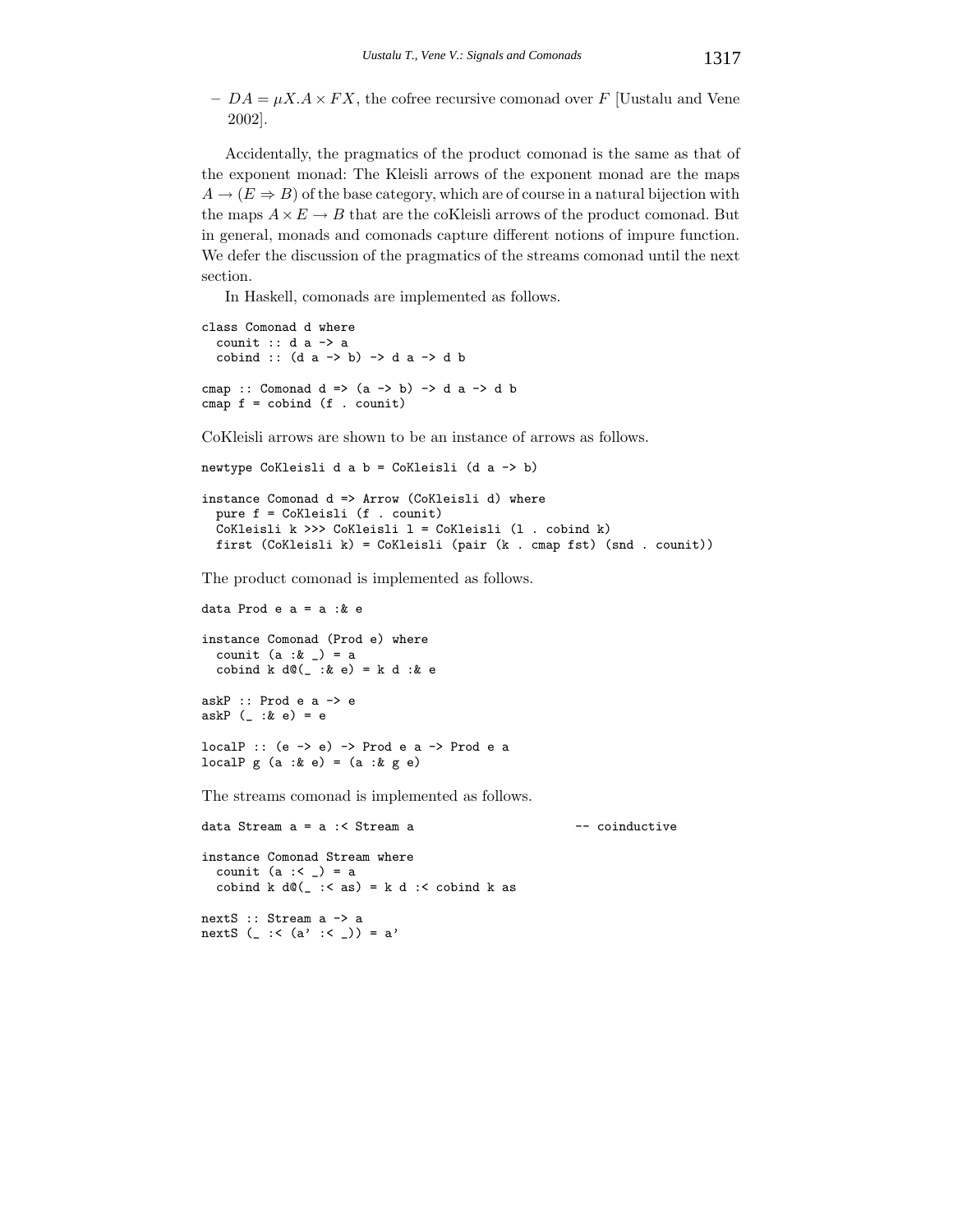– $DA = \mu X.A \times FX$, the cofree recursive comonad over $F$ [Uustalu and Vene 2002].

Accidentally, the pragmatics of the product comonad is the same as that of the exponent monad: The Kleisli arrows of the exponent monad are the maps $A \to (E \Rightarrow B)$ of the base category, which are of course in a natural bijection with the maps $A \times E \to B$ that are the coKleisli arrows of the product comonad. But in general, monads and comonads capture different notions of impure function. We defer the discussion of the pragmatics of the streams comonad until the next section.

In Haskell, comonads are implemented as follows.

```
class Comonad d where
  counit :: d a -> a
  cobind :: (d a -> b) -> d a -> d b

cmap :: Comonad d => (a -> b) -> d a -> d b
cmap f = cobind (f . counit)
```

CoKleisli arrows are shown to be an instance of arrows as follows.

```
newtype CoKleisli d a b = CoKleisli (d a -> b)

instance Comonad d => Arrow (CoKleisli d) where
  pure f = CoKleisli (f . counit)
  CoKleisli k >>> CoKleisli l = CoKleisli (l . cobind k)
  first (CoKleisli k) = CoKleisli (pair (k . cmap fst) (snd . counit))
```

The product comonad is implemented as follows.

```
data Prod e a = a :& e

instance Comonad (Prod e) where
  counit (a :& _) = a
  cobind k d@(_ :& e) = k d :& e

askP :: Prod e a -> e
askP (_ :& e) = e

localP :: (e -> e) -> Prod e a -> Prod e a
localP g (a :& e) = (a :& g e)
```

The streams comonad is implemented as follows.

```
data Stream a = a :< Stream a                      -- coinductive

instance Comonad Stream where
  counit (a :< _) = a
  cobind k d@(_ :< as) = k d :< cobind k as

nextS :: Stream a -> a
nextS (_ :< (a' :< _)) = a'
```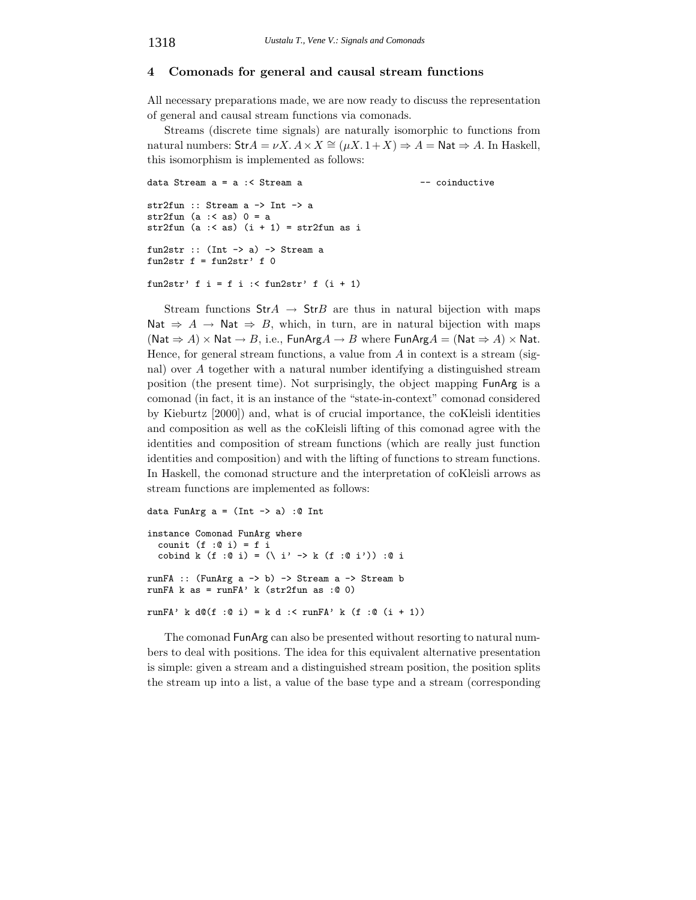## 4 Comonads for general and causal stream functions

All necessary preparations made, we are now ready to discuss the representation of general and causal stream functions via comonads.

Streams (discrete time signals) are naturally isomorphic to functions from natural numbers: $\mathsf{Str} A = \nu X.\, A \times X \cong (\mu X.\, 1 + X) \Rightarrow A = \mathsf{Nat} \Rightarrow A$. In Haskell, this isomorphism is implemented as follows:

```
data Stream a = a :< Stream a                         -- coinductive

str2fun :: Stream a -> Int -> a
str2fun (a :< as) 0 = a
str2fun (a :< as) (i + 1) = str2fun as i

fun2str :: (Int -> a) -> Stream a
fun2str f = fun2str' f 0

fun2str' f i = f i :< fun2str' f (i + 1)
```

Stream functions $\mathsf{Str} A \to \mathsf{Str} B$ are thus in natural bijection with maps $\mathsf{Nat} \Rightarrow A \to \mathsf{Nat} \Rightarrow B$, which, in turn, are in natural bijection with maps $(\mathsf{Nat} \Rightarrow A) \times \mathsf{Nat} \to B$, i.e., $\mathsf{FunArg} A \to B$ where $\mathsf{FunArg} A = (\mathsf{Nat} \Rightarrow A) \times \mathsf{Nat}$. Hence, for general stream functions, a value from $A$ in context is a stream (signal) over $A$ together with a natural number identifying a distinguished stream position (the present time). Not surprisingly, the object mapping $\mathsf{FunArg}$ is a comonad (in fact, it is an instance of the "state-in-context" comonad considered by Kieburtz [2000]) and, what is of crucial importance, the coKleisli identities and composition as well as the coKleisli lifting of this comonad agree with the identities and composition of stream functions (which are really just function identities and composition) and with the lifting of functions to stream functions. In Haskell, the comonad structure and the interpretation of coKleisli arrows as stream functions are implemented as follows:

```
data FunArg a = (Int -> a) :@ Int

instance Comonad FunArg where
  counit (f :@ i) = f i
  cobind k (f :@ i) = (\ i' -> k (f :@ i')) :@ i

runFA :: (FunArg a -> b) -> Stream a -> Stream b
runFA k as = runFA' k (str2fun as :@ 0)

runFA' k d@(f :@ i) = k d :< runFA' k (f :@ (i + 1))
```

The comonad $\mathsf{FunArg}$ can also be presented without resorting to natural numbers to deal with positions. The idea for this equivalent alternative presentation is simple: given a stream and a distinguished stream position, the position splits the stream up into a list, a value of the base type and a stream (corresponding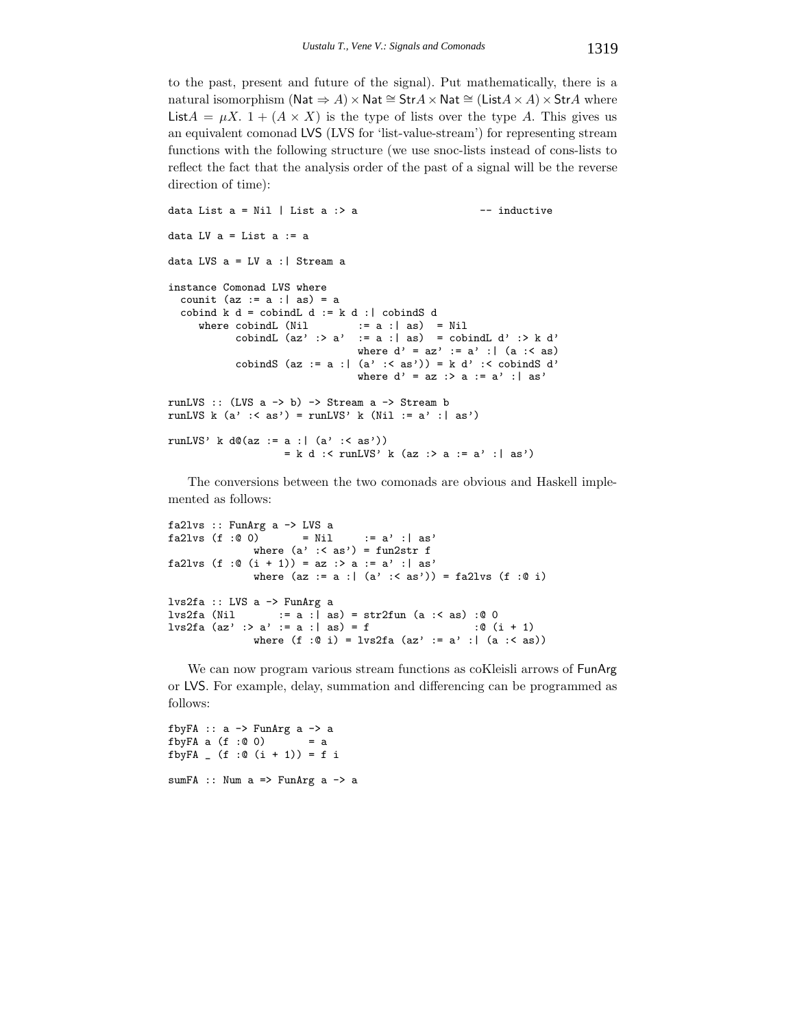to the past, present and future of the signal). Put mathematically, there is a natural isomorphism $(\mathsf{Nat} \Rightarrow A) \times \mathsf{Nat} \cong \mathsf{Str}A \times \mathsf{Nat} \cong (\mathsf{List}A \times A) \times \mathsf{Str}A$ where $\mathsf{List}A = \mu X.\ 1 + (A \times X)$ is the type of lists over the type $A$. This gives us an equivalent comonad LVS (LVS for 'list-value-stream') for representing stream functions with the following structure (we use snoc-lists instead of cons-lists to reflect the fact that the analysis order of the past of a signal will be the reverse direction of time):

```
data List a = Nil | List a :> a                    -- inductive

data LV a = List a := a

data LVS a = LV a :| Stream a

instance Comonad LVS where
  counit (az := a :| as) = a
  cobind k d = cobindL d := k d :| cobindS d
     where cobindL (Nil        := a :| as)  = Nil
           cobindL (az' :> a'  := a :| as)  = cobindL d' :> k d'
                               where d' = az' := a' :| (a :< as)
           cobindS (az := a :| (a' :< as')) = k d' :< cobindS d'
                               where d' = az :> a := a' :| as'

runLVS :: (LVS a -> b) -> Stream a -> Stream b
runLVS k (a' :< as') = runLVS' k (Nil := a' :| as')

runLVS' k d@(az := a :| (a' :< as'))
                = k d :< runLVS' k (az :> a := a' :| as')
```

The conversions between the two comonads are obvious and Haskell implemented as follows:

```
fa2lvs :: FunArg a -> LVS a
fa2lvs (f :@ 0)       = Nil     := a' :| as'
             where (a' :< as') = fun2str f
fa2lvs (f :@ (i + 1)) = az :> a := a' :| as'
             where (az := a :| (a' :< as')) = fa2lvs (f :@ i)

lvs2fa :: LVS a -> FunArg a
lvs2fa (Nil       := a :| as) = str2fun (a :< as) :@ 0
lvs2fa (az' :> a' := a :| as) = f                 :@ (i + 1)
             where (f :@ i) = lvs2fa (az' := a' :| (a :< as))
```

We can now program various stream functions as coKleisli arrows of FunArg or LVS. For example, delay, summation and differencing can be programmed as follows:

```
fbyFA :: a -> FunArg a -> a
fbyFA a (f :@ 0)       = a
fbyFA _ (f :@ (i + 1)) = f i

sumFA :: Num a => FunArg a -> a
```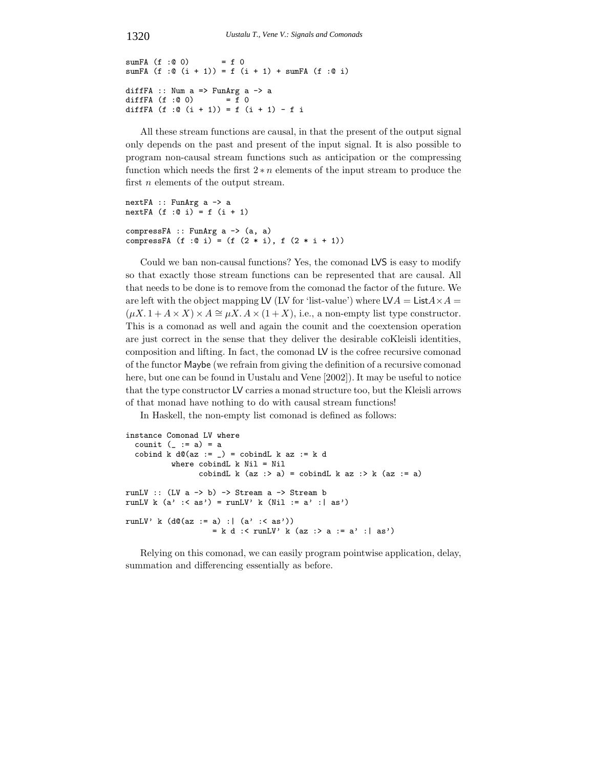```
sumFA (f :@ 0)       = f 0
sumFA (f :@ (i + 1)) = f (i + 1) + sumFA (f :@ i)

diffFA :: Num a => FunArg a -> a
diffFA (f :@ 0)       = f 0
diffFA (f :@ (i + 1)) = f (i + 1) - f i
```

All these stream functions are causal, in that the present of the output signal only depends on the past and present of the input signal. It is also possible to program non-causal stream functions such as anticipation or the compressing function which needs the first $2 * n$ elements of the input stream to produce the first $n$ elements of the output stream.

```
nextFA :: FunArg a -> a
nextFA (f :@ i) = f (i + 1)

compressFA :: FunArg a -> (a, a)
compressFA (f :@ i) = (f (2 * i), f (2 * i + 1))
```

Could we ban non-causal functions? Yes, the comonad LVS is easy to modify so that exactly those stream functions can be represented that are causal. All that needs to be done is to remove from the comonad the factor of the future. We are left with the object mapping LV (LV for 'list-value') where $\mathsf{LV}A = \mathsf{List}A \times A = (\mu X.\, 1 + A \times X) \times A \cong \mu X.\, A \times (1 + X)$, i.e., a non-empty list type constructor. This is a comonad as well and again the counit and the coextension operation are just correct in the sense that they deliver the desirable coKleisli identities, composition and lifting. In fact, the comonad LV is the cofree recursive comonad of the functor Maybe (we refrain from giving the definition of a recursive comonad here, but one can be found in Uustalu and Vene [2002]). It may be useful to notice that the type constructor LV carries a monad structure too, but the Kleisli arrows of that monad have nothing to do with causal stream functions!

In Haskell, the non-empty list comonad is defined as follows:

```
instance Comonad LV where
  counit (_ := a) = a
  cobind k d@(az := _) = cobindL k az := k d
          where cobindL k Nil = Nil
                cobindL k (az :> a) = cobindL k az :> k (az := a)

runLV :: (LV a -> b) -> Stream a -> Stream b
runLV k (a' :< as') = runLV' k (Nil := a' :| as')

runLV' k (d@(az := a) :| (a' :< as'))
                 = k d :< runLV' k (az :> a := a' :| as')
```

Relying on this comonad, we can easily program pointwise application, delay, summation and differencing essentially as before.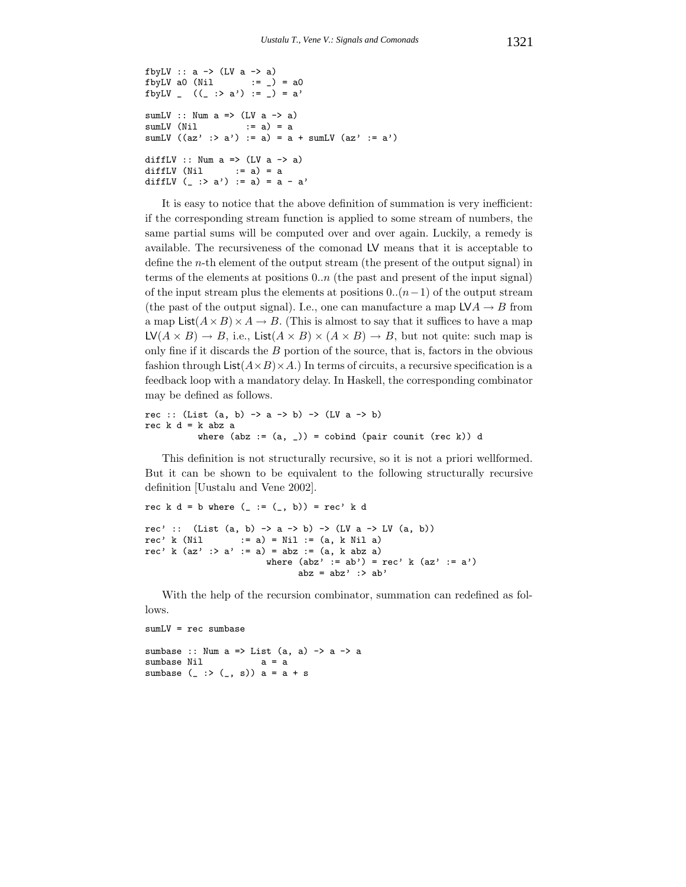```
fbyLV :: a -> (LV a -> a)
fbyLV a0 (Nil       := _) = a0
fbyLV _  ((_ :> a') := _) = a'

sumLV :: Num a => (LV a -> a)
sumLV (Nil         := a) = a
sumLV ((az' :> a') := a) = a + sumLV (az' := a')

diffLV :: Num a => (LV a -> a)
diffLV (Nil      := a) = a
diffLV (_ :> a') := a) = a - a'
```

It is easy to notice that the above definition of summation is very inefficient: if the corresponding stream function is applied to some stream of numbers, the same partial sums will be computed over and over again. Luckily, a remedy is available. The recursiveness of the comonad LV means that it is acceptable to define the $n$-th element of the output stream (the present of the output signal) in terms of the elements at positions $0..n$ (the past and present of the input signal) of the input stream plus the elements at positions $0..(n-1)$ of the output stream (the past of the output signal). I.e., one can manufacture a map $\mathsf{LV}A \to B$ from a map $\mathsf{List}(A \times B) \times A \to B$. (This is almost to say that it suffices to have a map $\mathsf{LV}(A \times B) \to B$, i.e., $\mathsf{List}(A \times B) \times (A \times B) \to B$, but not quite: such map is only fine if it discards the $B$ portion of the source, that is, factors in the obvious fashion through $\mathsf{List}(A \times B) \times A$.) In terms of circuits, a recursive specification is a feedback loop with a mandatory delay. In Haskell, the corresponding combinator may be defined as follows.

```
rec :: (List (a, b) -> a -> b) -> (LV a -> b)
rec k d = k abz a
          where (abz := (a, _)) = cobind (pair counit (rec k)) d
```

This definition is not structurally recursive, so it is not a priori wellformed. But it can be shown to be equivalent to the following structurally recursive definition [Uustalu and Vene 2002].

```
rec k d = b where (_ := (_, b)) = rec' k d

rec' ::  (List (a, b) -> a -> b) -> (LV a -> LV (a, b))
rec' k (Nil       := a) = Nil := (a, k Nil a)
rec' k (az' :> a' := a) = abz := (a, k abz a)
                       where (abz' := ab') = rec' k (az' := a')
                             abz = abz' :> ab'
```

With the help of the recursion combinator, summation can redefined as follows.

```
sumLV = rec sumbase

sumbase :: Num a => List (a, a) -> a -> a
sumbase Nil          a = a
sumbase (_ :> (_, s)) a = a + s
```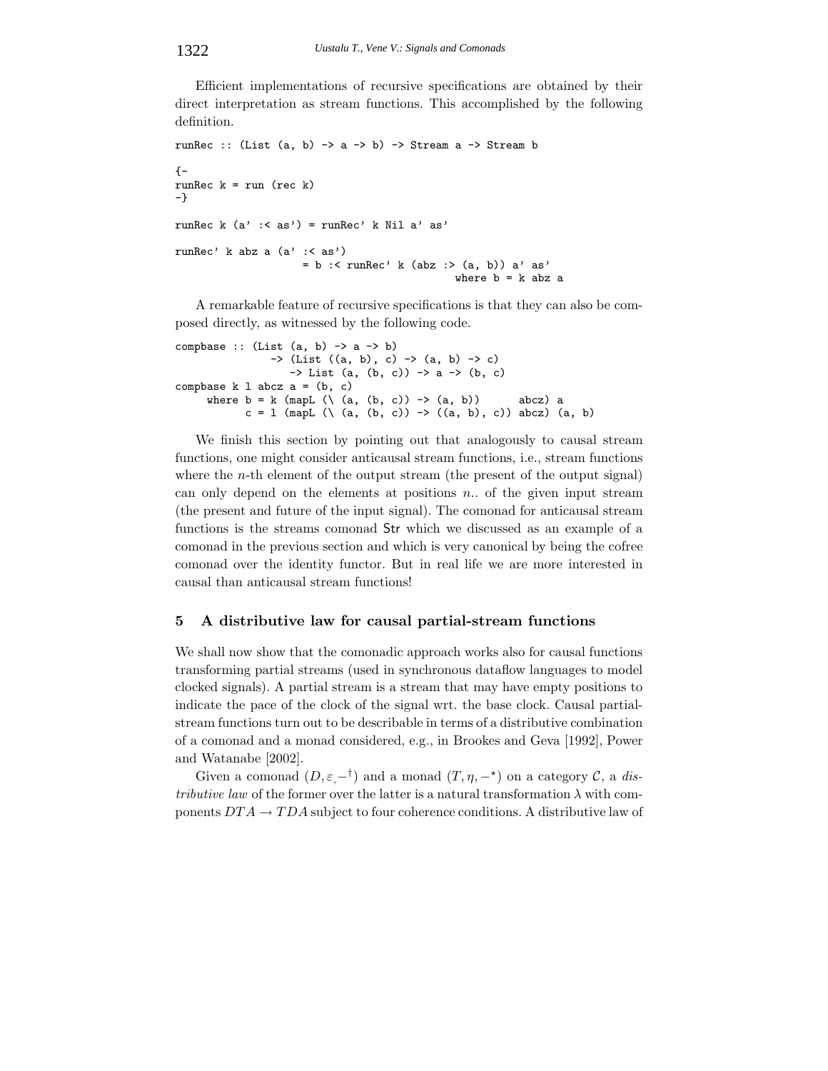Efficient implementations of recursive specifications are obtained by their direct interpretation as stream functions. This accomplished by the following definition.

```
runRec :: (List (a, b) -> a -> b) -> Stream a -> Stream b

{-
runRec k = run (rec k)
-}

runRec k (a' :< as') = runRec' k Nil a' as'

runRec' k abz a (a' :< as')
                    = b :< runRec' k (abz :> (a, b)) a' as'
                                        where b = k abz a
```

A remarkable feature of recursive specifications is that they can also be composed directly, as witnessed by the following code.

```
compbase :: (List (a, b) -> a -> b)
              -> (List ((a, b), c) -> (a, b) -> c)
                 -> List (a, (b, c)) -> a -> (b, c)
compbase k l abcz a = (b, c)
     where b = k (mapL (\ (a, (b, c)) -> (a, b))      abcz) a
           c = l (mapL (\ (a, (b, c)) -> ((a, b), c)) abcz) (a, b)
```

We finish this section by pointing out that analogously to causal stream functions, one might consider anticausal stream functions, i.e., stream functions where the $n$-th element of the output stream (the present of the output signal) can only depend on the elements at positions $n..$ of the given input stream (the present and future of the input signal). The comonad for anticausal stream functions is the streams comonad $\mathsf{Str}$ which we discussed as an example of a comonad in the previous section and which is very canonical by being the cofree comonad over the identity functor. But in real life we are more interested in causal than anticausal stream functions!

## 5 A distributive law for causal partial-stream functions

We shall now show that the comonadic approach works also for causal functions transforming partial streams (used in synchronous dataflow languages to model clocked signals). A partial stream is a stream that may have empty positions to indicate the pace of the clock of the signal wrt. the base clock. Causal partial-stream functions turn out to be describable in terms of a distributive combination of a comonad and a monad considered, e.g., in Brookes and Geva [1992], Power and Watanabe [2002].

Given a comonad $(D, \varepsilon, -^{\dagger})$ and a monad $(T, \eta, -^{\star})$ on a category $\mathcal{C}$, a *distributive law* of the former over the latter is a natural transformation $\lambda$ with components $DTA \to TDA$ subject to four coherence conditions. A distributive law of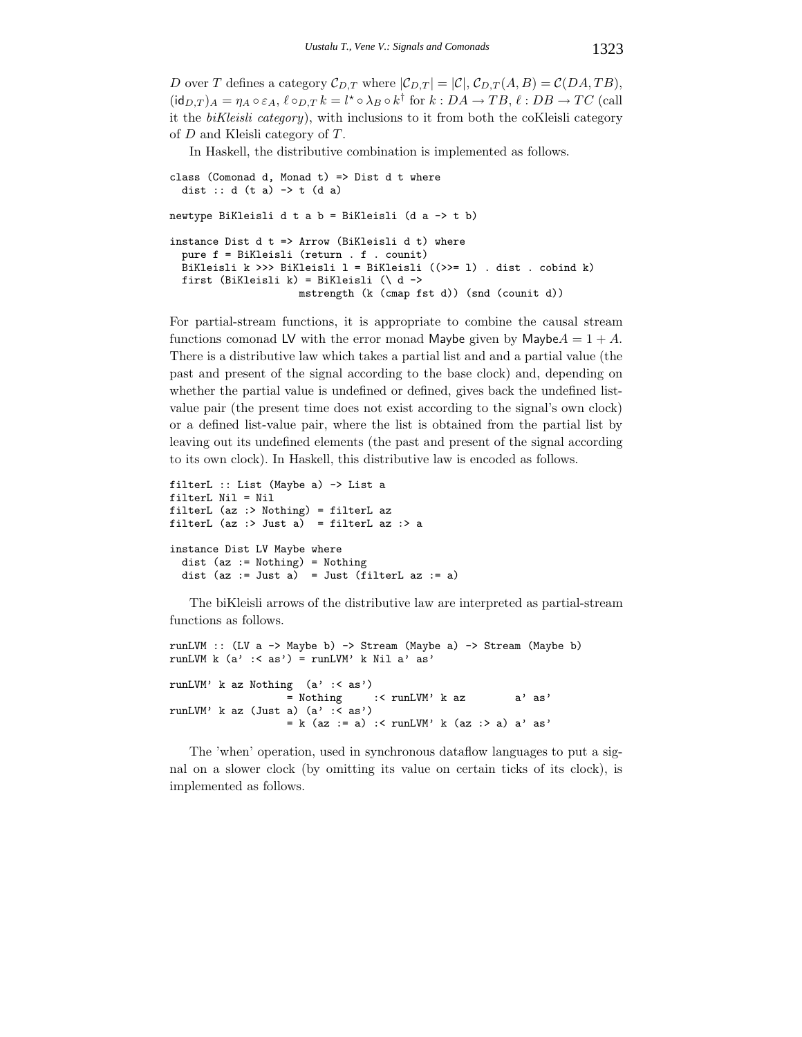$D$ over $T$ defines a category $\mathcal{C}_{D,T}$ where $|\mathcal{C}_{D,T}| = |\mathcal{C}|$, $\mathcal{C}_{D,T}(A, B) = \mathcal{C}(DA, TB)$, $(\mathsf{id}_{D,T})_A = \eta_A \circ \varepsilon_A$, $\ell \circ_{D,T} k = l^\star \circ \lambda_B \circ k^\dagger$ for $k : DA \to TB$, $\ell : DB \to TC$ (call it the *biKleisli category*), with inclusions to it from both the coKleisli category of $D$ and Kleisli category of $T$.

In Haskell, the distributive combination is implemented as follows.

```
class (Comonad d, Monad t) => Dist d t where
  dist :: d (t a) -> t (d a)

newtype BiKleisli d t a b = BiKleisli (d a -> t b)

instance Dist d t => Arrow (BiKleisli d t) where
  pure f = BiKleisli (return . f . counit)
  BiKleisli k >>> BiKleisli l = BiKleisli ((>>= l) . dist . cobind k)
  first (BiKleisli k) = BiKleisli (\ d ->
                    mstrength (k (cmap fst d)) (snd (counit d))
```

For partial-stream functions, it is appropriate to combine the causal stream functions comonad $\mathsf{LV}$ with the error monad $\mathsf{Maybe}$ given by $\mathsf{Maybe}A = 1 + A$. There is a distributive law which takes a partial list and and a partial value (the past and present of the signal according to the base clock) and, depending on whether the partial value is undefined or defined, gives back the undefined list-value pair (the present time does not exist according to the signal's own clock) or a defined list-value pair, where the list is obtained from the partial list by leaving out its undefined elements (the past and present of the signal according to its own clock). In Haskell, this distributive law is encoded as follows.

```
filterL :: List (Maybe a) -> List a
filterL Nil = Nil
filterL (az :> Nothing) = filterL az
filterL (az :> Just a)  = filterL az :> a

instance Dist LV Maybe where
  dist (az := Nothing) = Nothing
  dist (az := Just a)  = Just (filterL az := a)
```

The biKleisli arrows of the distributive law are interpreted as partial-stream functions as follows.

```
runLVM :: (LV a -> Maybe b) -> Stream (Maybe a) -> Stream (Maybe b)
runLVM k (a' :< as') = runLVM' k Nil a' as'

runLVM' k az Nothing  (a' :< as')
                  = Nothing      :< runLVM' k az        a' as'
runLVM' k az (Just a) (a' :< as')
                  = k (az := a) :< runLVM' k (az :> a) a' as'
```

The 'when' operation, used in synchronous dataflow languages to put a signal on a slower clock (by omitting its value on certain ticks of its clock), is implemented as follows.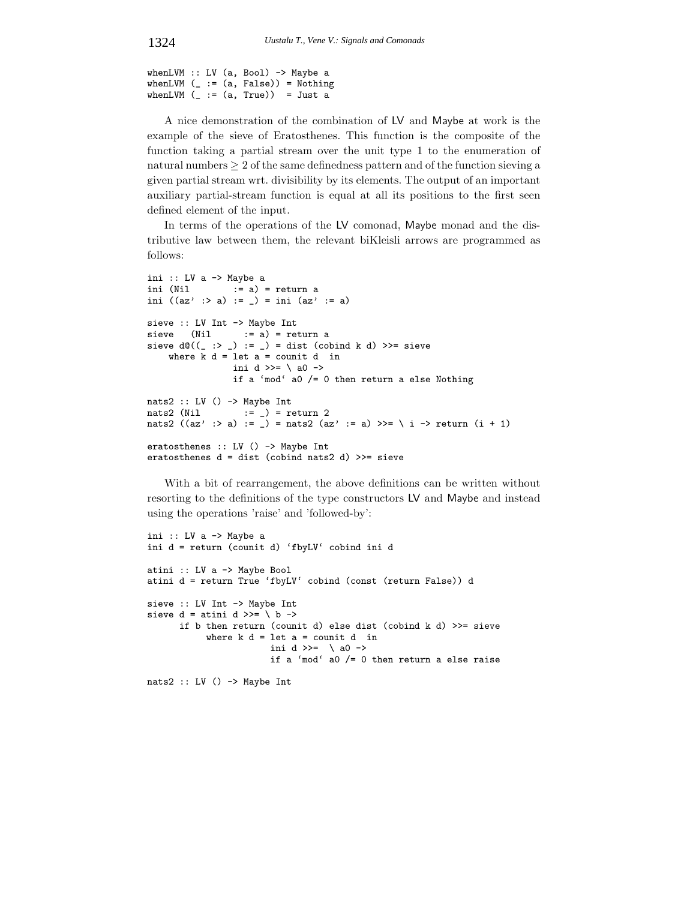```
whenLVM :: LV (a, Bool) -> Maybe a
whenLVM (_ := (a, False)) = Nothing
whenLVM (_ := (a, True))  = Just a
```

A nice demonstration of the combination of LV and Maybe at work is the example of the sieve of Eratosthenes. This function is the composite of the function taking a partial stream over the unit type 1 to the enumeration of natural numbers $\geq 2$ of the same definedness pattern and of the function sieving a given partial stream wrt. divisibility by its elements. The output of an important auxiliary partial-stream function is equal at all its positions to the first seen defined element of the input.

In terms of the operations of the LV comonad, Maybe monad and the distributive law between them, the relevant biKleisli arrows are programmed as follows:

```
ini :: LV a -> Maybe a
ini (Nil        := a) = return a
ini ((az' :> a) := _) = ini (az' := a)

sieve :: LV Int -> Maybe Int
sieve   (Nil      := a) = return a
sieve d@((_ :> _) := _) = dist (cobind k d) >>= sieve
    where k d = let a = counit d  in
                ini d >>= \ a0 ->
                if a `mod` a0 /= 0 then return a else Nothing

nats2 :: LV () -> Maybe Int
nats2 (Nil        := _) = return 2
nats2 ((az' :> a) := _) = nats2 (az' := a) >>= \ i -> return (i + 1)

eratosthenes :: LV () -> Maybe Int
eratosthenes d = dist (cobind nats2 d) >>= sieve
```

With a bit of rearrangement, the above definitions can be written without resorting to the definitions of the type constructors LV and Maybe and instead using the operations 'raise' and 'followed-by':

```
ini :: LV a -> Maybe a
ini d = return (counit d) `fbyLV` cobind ini d

atini :: LV a -> Maybe Bool
atini d = return True `fbyLV` cobind (const (return False)) d

sieve :: LV Int -> Maybe Int
sieve d = atini d >>= \ b ->
      if b then return (counit d) else dist (cobind k d) >>= sieve
           where k d = let a = counit d  in
                       ini d >>=  \ a0 ->
                       if a `mod` a0 /= 0 then return a else raise

nats2 :: LV () -> Maybe Int
```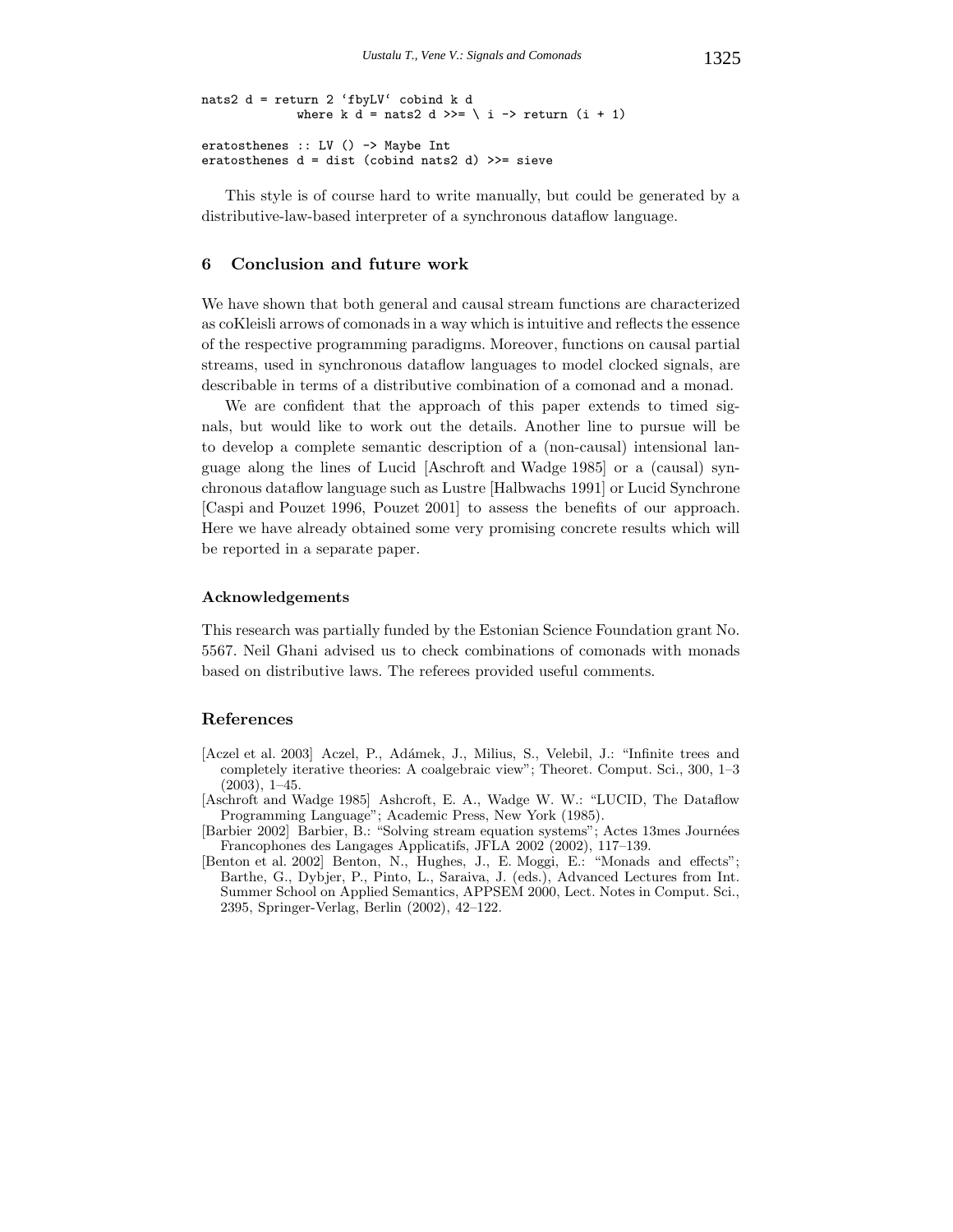```
nats2 d = return 2 `fbyLV` cobind k d
            where k d = nats2 d >>= \ i -> return (i + 1)

eratosthenes :: LV () -> Maybe Int
eratosthenes d = dist (cobind nats2 d) >>= sieve
```

This style is of course hard to write manually, but could be generated by a distributive-law-based interpreter of a synchronous dataflow language.

## 6 Conclusion and future work

We have shown that both general and causal stream functions are characterized as coKleisli arrows of comonads in a way which is intuitive and reflects the essence of the respective programming paradigms. Moreover, functions on causal partial streams, used in synchronous dataflow languages to model clocked signals, are describable in terms of a distributive combination of a comonad and a monad.

We are confident that the approach of this paper extends to timed signals, but would like to work out the details. Another line to pursue will be to develop a complete semantic description of a (non-causal) intensional language along the lines of Lucid [Aschroft and Wadge 1985] or a (causal) synchronous dataflow language such as Lustre [Halbwachs 1991] or Lucid Synchrone [Caspi and Pouzet 1996, Pouzet 2001] to assess the benefits of our approach. Here we have already obtained some very promising concrete results which will be reported in a separate paper.

### Acknowledgements

This research was partially funded by the Estonian Science Foundation grant No. 5567. Neil Ghani advised us to check combinations of comonads with monads based on distributive laws. The referees provided useful comments.

## References

[Aczel et al. 2003] Aczel, P., Adámek, J., Milius, S., Velebil, J.: "Infinite trees and completely iterative theories: A coalgebraic view"; Theoret. Comput. Sci., 300, 1–3 (2003), 1–45.

[Aschroft and Wadge 1985] Ashcroft, E. A., Wadge W. W.: "LUCID, The Dataflow Programming Language"; Academic Press, New York (1985).

[Barbier 2002] Barbier, B.: "Solving stream equation systems"; Actes 13mes Journées Francophones des Langages Applicatifs, JFLA 2002 (2002), 117–139.

[Benton et al. 2002] Benton, N., Hughes, J., E. Moggi, E.: "Monads and effects"; Barthe, G., Dybjer, P., Pinto, L., Saraiva, J. (eds.), Advanced Lectures from Int. Summer School on Applied Semantics, APPSEM 2000, Lect. Notes in Comput. Sci., 2395, Springer-Verlag, Berlin (2002), 42–122.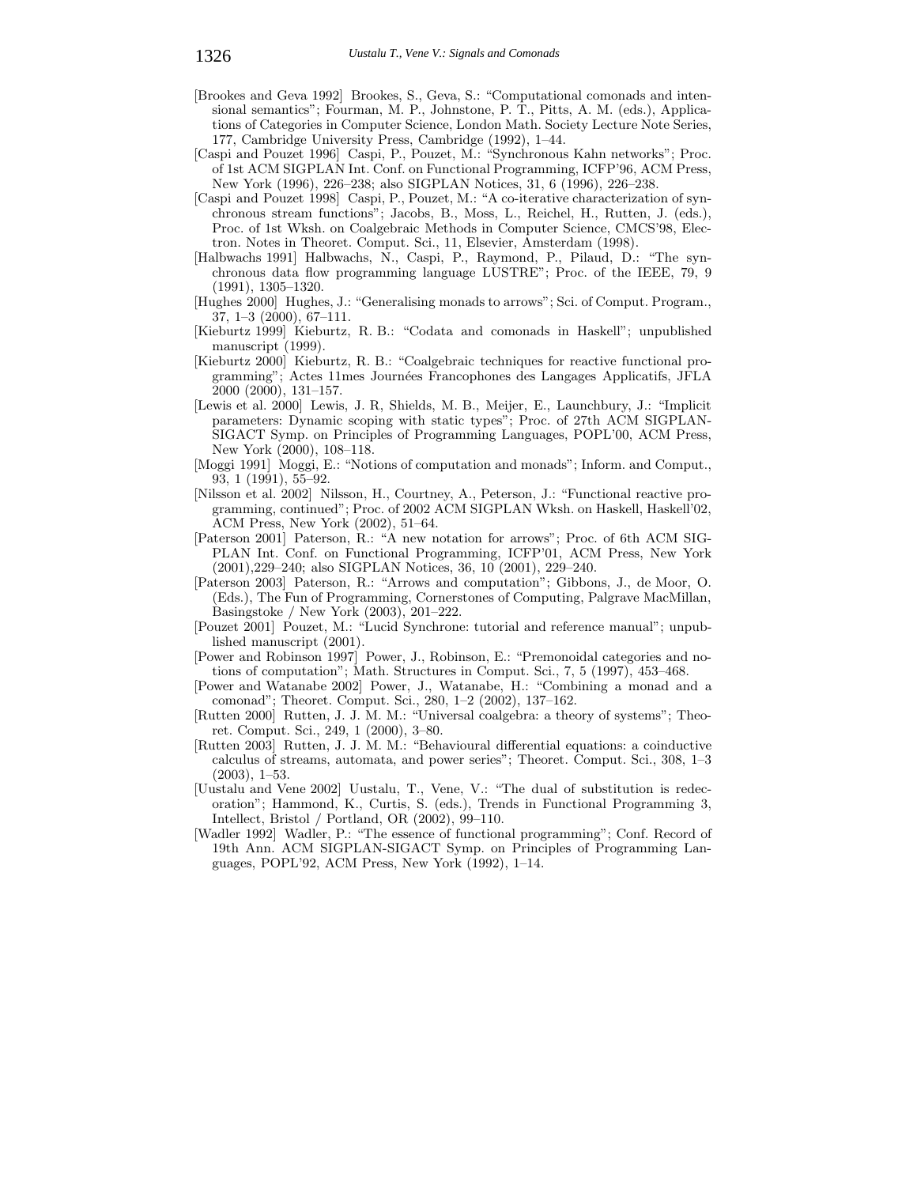[Brookes and Geva 1992] Brookes, S., Geva, S.: "Computational comonads and intensional semantics"; Fourman, M. P., Johnstone, P. T., Pitts, A. M. (eds.), Applications of Categories in Computer Science, London Math. Society Lecture Note Series, 177, Cambridge University Press, Cambridge (1992), 1–44.

[Caspi and Pouzet 1996] Caspi, P., Pouzet, M.: "Synchronous Kahn networks"; Proc. of 1st ACM SIGPLAN Int. Conf. on Functional Programming, ICFP'96, ACM Press, New York (1996), 226–238; also SIGPLAN Notices, 31, 6 (1996), 226–238.

[Caspi and Pouzet 1998] Caspi, P., Pouzet, M.: "A co-iterative characterization of synchronous stream functions"; Jacobs, B., Moss, L., Reichel, H., Rutten, J. (eds.), Proc. of 1st Wksh. on Coalgebraic Methods in Computer Science, CMCS'98, Electron. Notes in Theoret. Comput. Sci., 11, Elsevier, Amsterdam (1998).

[Halbwachs 1991] Halbwachs, N., Caspi, P., Raymond, P., Pilaud, D.: "The synchronous data flow programming language LUSTRE"; Proc. of the IEEE, 79, 9 (1991), 1305–1320.

[Hughes 2000] Hughes, J.: "Generalising monads to arrows"; Sci. of Comput. Program., 37, 1–3 (2000), 67–111.

[Kieburtz 1999] Kieburtz, R. B.: "Codata and comonads in Haskell"; unpublished manuscript (1999).

[Kieburtz 2000] Kieburtz, R. B.: "Coalgebraic techniques for reactive functional programming"; Actes 11mes Journées Francophones des Langages Applicatifs, JFLA 2000 (2000), 131–157.

[Lewis et al. 2000] Lewis, J. R, Shields, M. B., Meijer, E., Launchbury, J.: "Implicit parameters: Dynamic scoping with static types"; Proc. of 27th ACM SIGPLAN-SIGACT Symp. on Principles of Programming Languages, POPL'00, ACM Press, New York (2000), 108–118.

[Moggi 1991] Moggi, E.: "Notions of computation and monads"; Inform. and Comput., 93, 1 (1991), 55–92.

[Nilsson et al. 2002] Nilsson, H., Courtney, A., Peterson, J.: "Functional reactive programming, continued"; Proc. of 2002 ACM SIGPLAN Wksh. on Haskell, Haskell'02, ACM Press, New York (2002), 51–64.

[Paterson 2001] Paterson, R.: "A new notation for arrows"; Proc. of 6th ACM SIGPLAN Int. Conf. on Functional Programming, ICFP'01, ACM Press, New York (2001),229–240; also SIGPLAN Notices, 36, 10 (2001), 229–240.

[Paterson 2003] Paterson, R.: "Arrows and computation"; Gibbons, J., de Moor, O. (Eds.), The Fun of Programming, Cornerstones of Computing, Palgrave MacMillan, Basingstoke / New York (2003), 201–222.

[Pouzet 2001] Pouzet, M.: "Lucid Synchrone: tutorial and reference manual"; unpublished manuscript (2001).

[Power and Robinson 1997] Power, J., Robinson, E.: "Premonoidal categories and notions of computation"; Math. Structures in Comput. Sci., 7, 5 (1997), 453–468.

[Power and Watanabe 2002] Power, J., Watanabe, H.: "Combining a monad and a comonad"; Theoret. Comput. Sci., 280, 1–2 (2002), 137–162.

[Rutten 2000] Rutten, J. J. M. M.: "Universal coalgebra: a theory of systems"; Theoret. Comput. Sci., 249, 1 (2000), 3–80.

[Rutten 2003] Rutten, J. J. M. M.: "Behavioural differential equations: a coinductive calculus of streams, automata, and power series"; Theoret. Comput. Sci., 308, 1–3 (2003), 1–53.

[Uustalu and Vene 2002] Uustalu, T., Vene, V.: "The dual of substitution is redecoration"; Hammond, K., Curtis, S. (eds.), Trends in Functional Programming 3, Intellect, Bristol / Portland, OR (2002), 99–110.

[Wadler 1992] Wadler, P.: "The essence of functional programming"; Conf. Record of 19th Ann. ACM SIGPLAN-SIGACT Symp. on Principles of Programming Languages, POPL'92, ACM Press, New York (1992), 1–14.